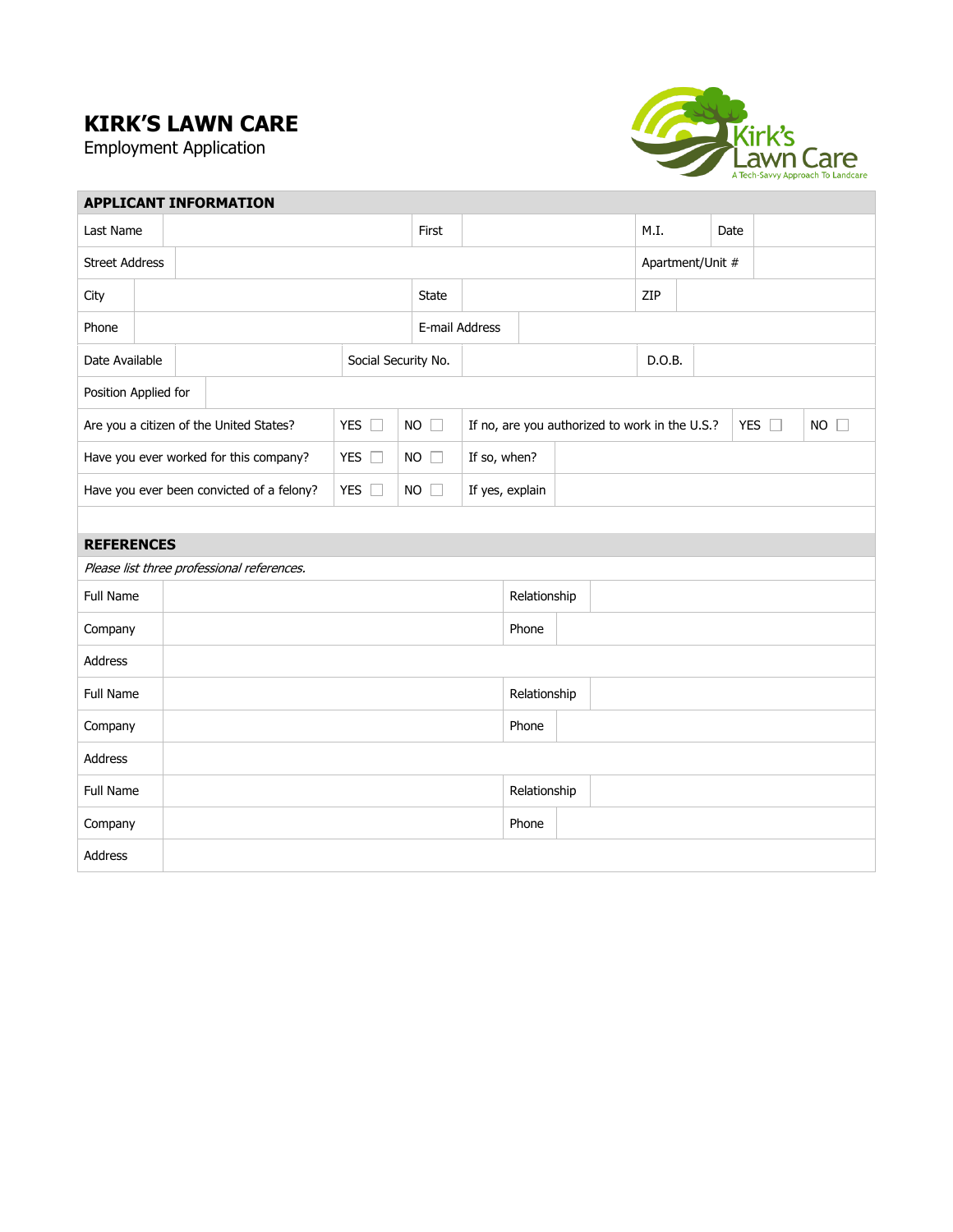# KIRK'S LAWN CARE

Employment Application

Kirk's Lawn Care
A Tech-Savvy Approach To Landcare

## APPLICANT INFORMATION

| Last Name | | First | | M.I. | | Date | |
|---|---|---|---|---|---|---|---|
| Street Address | | | | Apartment/Unit # | | | |
| City | | State | | ZIP | | | |
| Phone | | E-mail Address | | | | | |
| Date Available | | Social Security No. | | D.O.B. | | | |
| Position Applied for | | | | | | | |

| Are you a citizen of the United States? | YES ☐ | NO ☐ | If no, are you authorized to work in the U.S.? | YES ☐ | NO ☐ |
|---|---|---|---|---|---|
| Have you ever worked for this company? | YES ☐ | NO ☐ | If so, when? | | |
| Have you ever been convicted of a felony? | YES ☐ | NO ☐ | If yes, explain | | |

## REFERENCES

*Please list three professional references.*

| Full Name | | Relationship | |
|---|---|---|---|
| Company | | Phone | |
| Address | | | |
| Full Name | | Relationship | |
| Company | | Phone | |
| Address | | | |
| Full Name | | Relationship | |
| Company | | Phone | |
| Address | | | |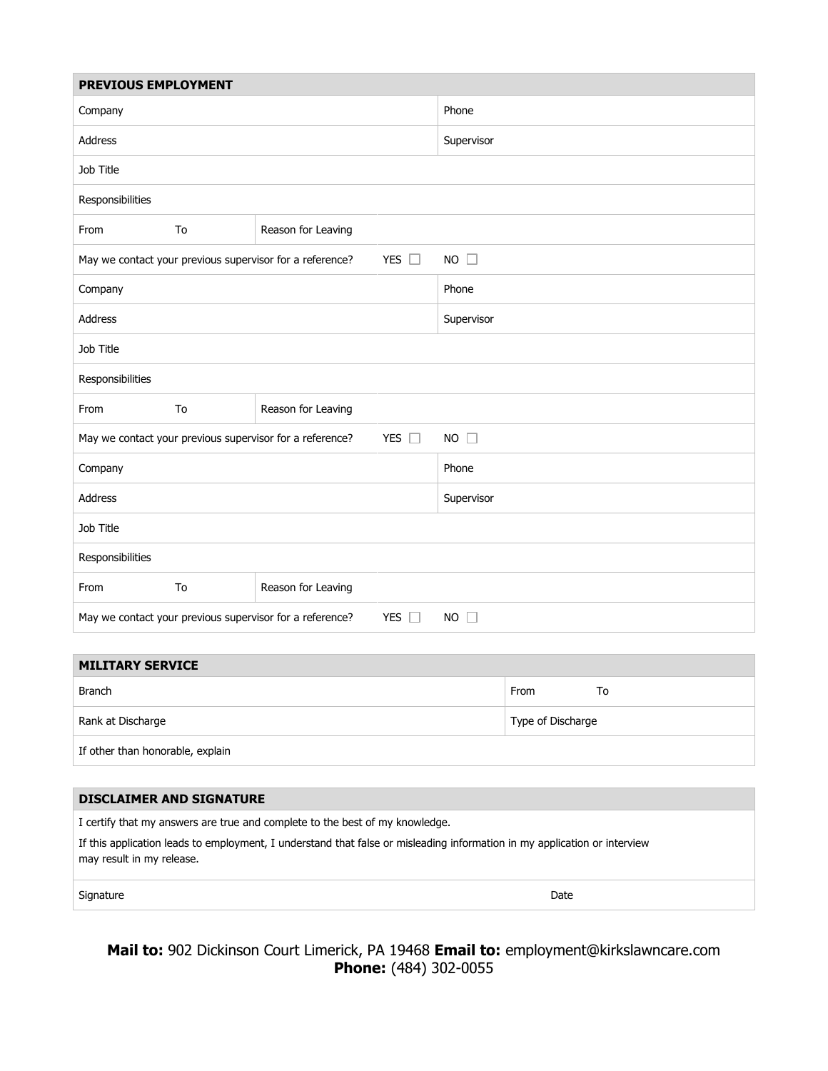## PREVIOUS EMPLOYMENT

| | | | | |
|---|---|---|---|---|
| Company | | | | Phone |
| Address | | | | Supervisor |
| Job Title | | | | |
| Responsibilities | | | | |
| From | To | Reason for Leaving | | |
| May we contact your previous supervisor for a reference? | | | YES ☐ | NO ☐ |
| Company | | | | Phone |
| Address | | | | Supervisor |
| Job Title | | | | |
| Responsibilities | | | | |
| From | To | Reason for Leaving | | |
| May we contact your previous supervisor for a reference? | | | YES ☐ | NO ☐ |
| Company | | | | Phone |
| Address | | | | Supervisor |
| Job Title | | | | |
| Responsibilities | | | | |
| From | To | Reason for Leaving | | |
| May we contact your previous supervisor for a reference? | | | YES ☐ | NO ☐ |

## MILITARY SERVICE

| | | |
|---|---|---|
| Branch | From | To |
| Rank at Discharge | Type of Discharge | |
| If other than honorable, explain | | |

## DISCLAIMER AND SIGNATURE

I certify that my answers are true and complete to the best of my knowledge.

If this application leads to employment, I understand that false or misleading information in my application or interview may result in my release.

| | |
|---|---|
| Signature | Date |

**Mail to:** 902 Dickinson Court Limerick, PA 19468 **Email to:** employment@kirkslawncare.com
**Phone:** (484) 302-0055